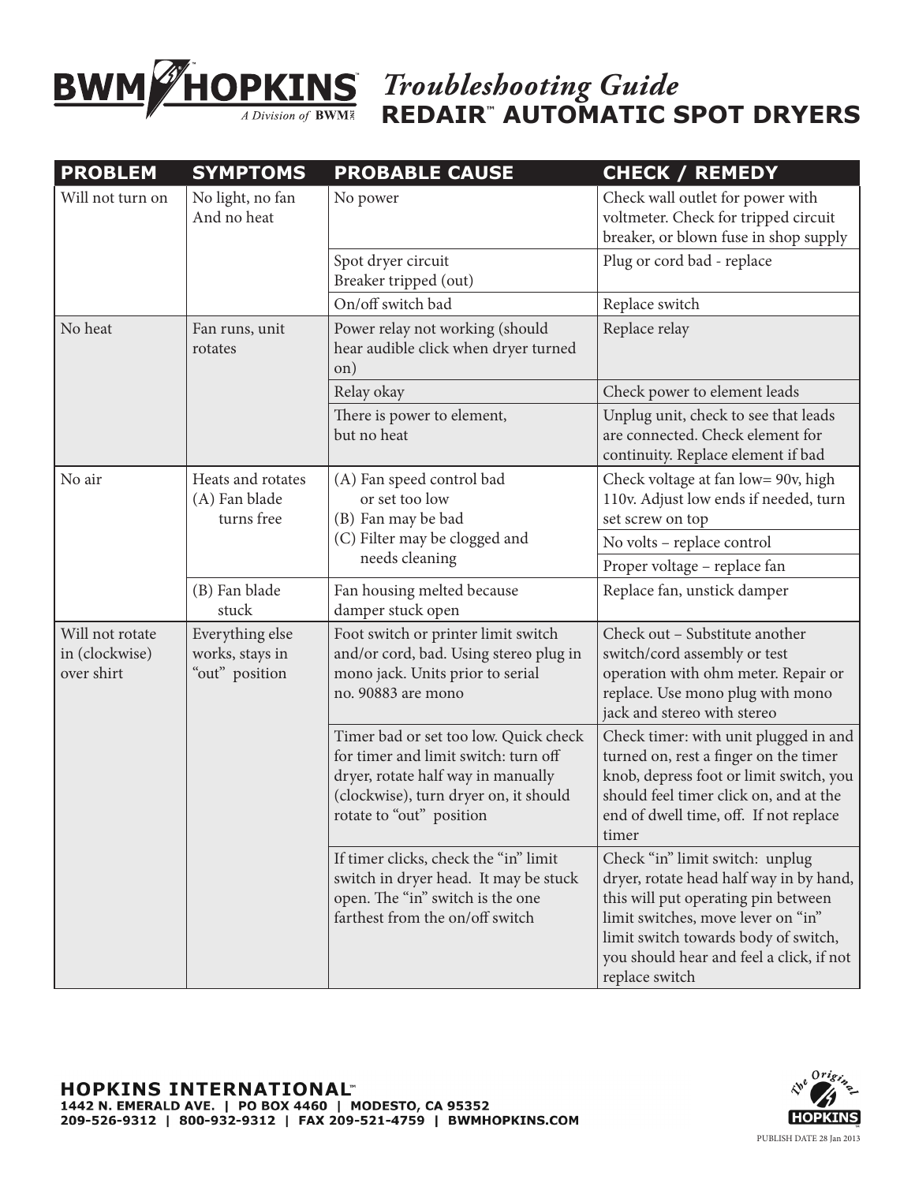# BWM HOPKINS™ *A Division of BWM™*

## *Troubleshooting Guide*

## REDAIR™ AUTOMATIC SPOT DRYERS

| PROBLEM | SYMPTOMS | PROBABLE CAUSE | CHECK / REMEDY |
|---|---|---|---|
| Will not turn on | No light, no fan And no heat | No power | Check wall outlet for power with voltmeter. Check for tripped circuit breaker, or blown fuse in shop supply |
| | | Spot dryer circuit Breaker tripped (out) | Plug or cord bad - replace |
| | | On/off switch bad | Replace switch |
| No heat | Fan runs, unit rotates | Power relay not working (should hear audible click when dryer turned on) | Replace relay |
| | | Relay okay | Check power to element leads |
| | | There is power to element, but no heat | Unplug unit, check to see that leads are connected. Check element for continuity. Replace element if bad |
| No air | Heats and rotates (A) Fan blade turns free | (A) Fan speed control bad or set too low (B) Fan may be bad (C) Filter may be clogged and needs cleaning | Check voltage at fan low= 90v, high 110v. Adjust low ends if needed, turn set screw on top |
| | | | No volts – replace control |
| | | | Proper voltage – replace fan |
| | (B) Fan blade stuck | Fan housing melted because damper stuck open | Replace fan, unstick damper |
| Will not rotate in (clockwise) over shirt | Everything else works, stays in "out" position | Foot switch or printer limit switch and/or cord, bad. Using stereo plug in mono jack. Units prior to serial no. 90883 are mono | Check out – Substitute another switch/cord assembly or test operation with ohm meter. Repair or replace. Use mono plug with mono jack and stereo with stereo |
| | | Timer bad or set too low. Quick check for timer and limit switch: turn off dryer, rotate half way in manually (clockwise), turn dryer on, it should rotate to "out" position | Check timer: with unit plugged in and turned on, rest a finger on the timer knob, depress foot or limit switch, you should feel timer click on, and at the end of dwell time, off. If not replace timer |
| | | If timer clicks, check the "in" limit switch in dryer head. It may be stuck open. The "in" switch is the one farthest from the on/off switch | Check "in" limit switch: unplug dryer, rotate head half way in by hand, this will put operating pin between limit switches, move lever on "in" limit switch towards body of switch, you should hear and feel a click, if not replace switch |

**HOPKINS INTERNATIONAL™**
**1442 N. EMERALD AVE. | PO BOX 4460 | MODESTO, CA 95352**
**209-526-9312 | 800-932-9312 | FAX 209-521-4759 | BWMHOPKINS.COM**

PUBLISH DATE 28 Jan 2013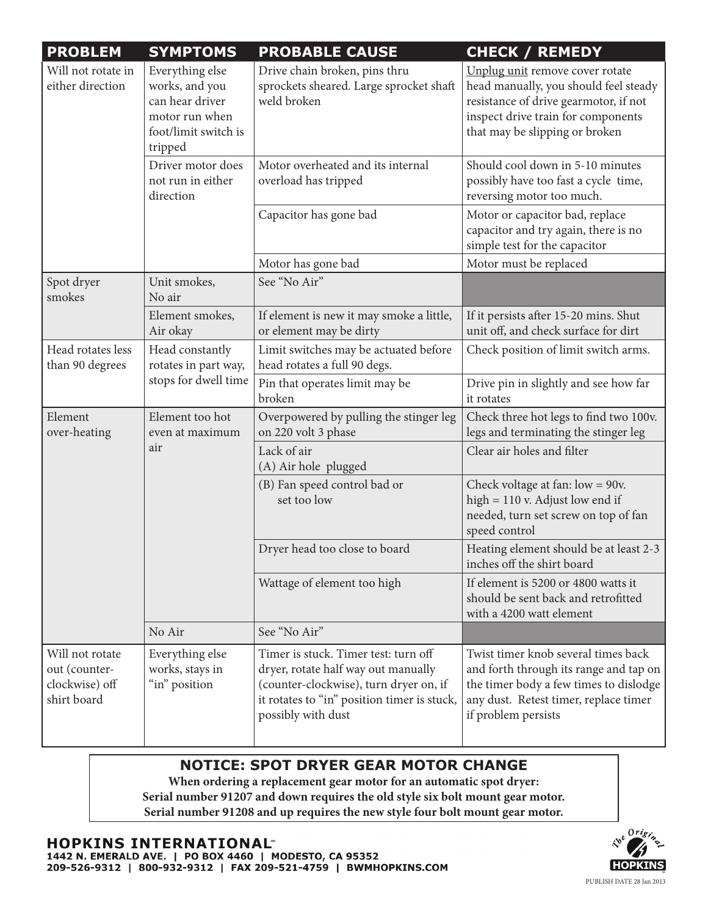| PROBLEM | SYMPTOMS | PROBABLE CAUSE | CHECK / REMEDY |
|---|---|---|---|
| Will not rotate in either direction | Everything else works, and you can hear driver motor run when foot/limit switch is tripped | Drive chain broken, pins thru sprockets sheared. Large sprocket shaft weld broken | Unplug unit remove cover rotate head manually, you should feel steady resistance of drive gearmotor, if not inspect drive train for components that may be slipping or broken |
| | Driver motor does not run in either direction | Motor overheated and its internal overload has tripped | Should cool down in 5-10 minutes possibly have too fast a cycle time, reversing motor too much. |
| | | Capacitor has gone bad | Motor or capacitor bad, replace capacitor and try again, there is no simple test for the capacitor |
| | | Motor has gone bad | Motor must be replaced |
| Spot dryer smokes | Unit smokes, No air | See "No Air" | |
| | Element smokes, Air okay | If element is new it may smoke a little, or element may be dirty | If it persists after 15-20 mins. Shut unit off, and check surface for dirt |
| Head rotates less than 90 degrees | Head constantly rotates in part way, stops for dwell time | Limit switches may be actuated before head rotates a full 90 degs. | Check position of limit switch arms. |
| | | Pin that operates limit may be broken | Drive pin in slightly and see how far it rotates |
| Element over-heating | Element too hot even at maximum air | Overpowered by pulling the stinger leg on 220 volt 3 phase | Check three hot legs to find two 100v. legs and terminating the stinger leg |
| | | Lack of air (A) Air hole plugged | Clear air holes and filter |
| | | (B) Fan speed control bad or set too low | Check voltage at fan: low = 90v. high = 110 v. Adjust low end if needed, turn set screw on top of fan speed control |
| | | Dryer head too close to board | Heating element should be at least 2-3 inches off the shirt board |
| | | Wattage of element too high | If element is 5200 or 4800 watts it should be sent back and retrofitted with a 4200 watt element |
| | No Air | See "No Air" | |
| Will not rotate out (counter-clockwise) off shirt board | Everything else works, stays in "in" position | Timer is stuck. Timer test: turn off dryer, rotate half way out manually (counter-clockwise), turn dryer on, if it rotates to "in" position timer is stuck, possibly with dust | Twist timer knob several times back and forth through its range and tap on the timer body a few times to dislodge any dust. Retest timer, replace timer if problem persists |

**NOTICE: SPOT DRYER GEAR MOTOR CHANGE**

**When ordering a replacement gear motor for an automatic spot dryer:**
**Serial number 91207 and down requires the old style six bolt mount gear motor.**
**Serial number 91208 and up requires the new style four bolt mount gear motor.**

**HOPKINS INTERNATIONAL™**
**1442 N. EMERALD AVE. | PO BOX 4460 | MODESTO, CA 95352**
**209-526-9312 | 800-932-9312 | FAX 209-521-4759 | BWMHOPKINS.COM**

The Original HOPKINS

PUBLISH DATE 28 Jan 2013